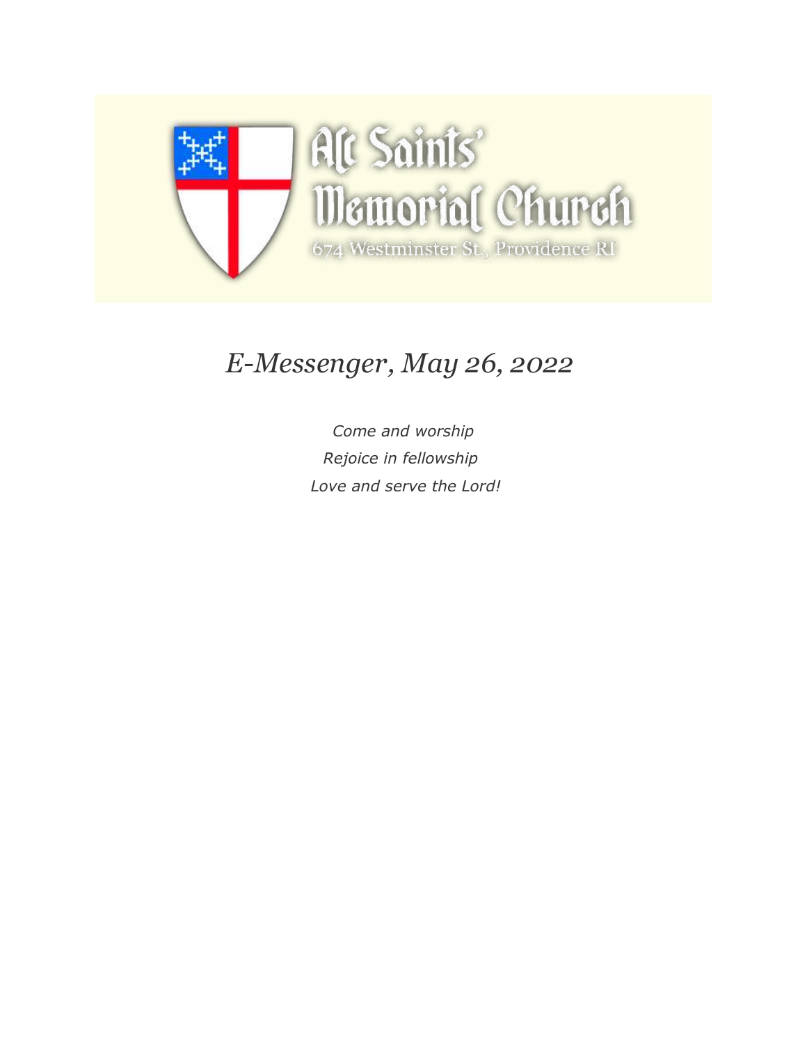All Saints' Memorial Church

674 Westminster St., Providence RI

# *E-Messenger, May 26, 2022*

*Come and worship*

*Rejoice in fellowship*

*Love and serve the Lord!*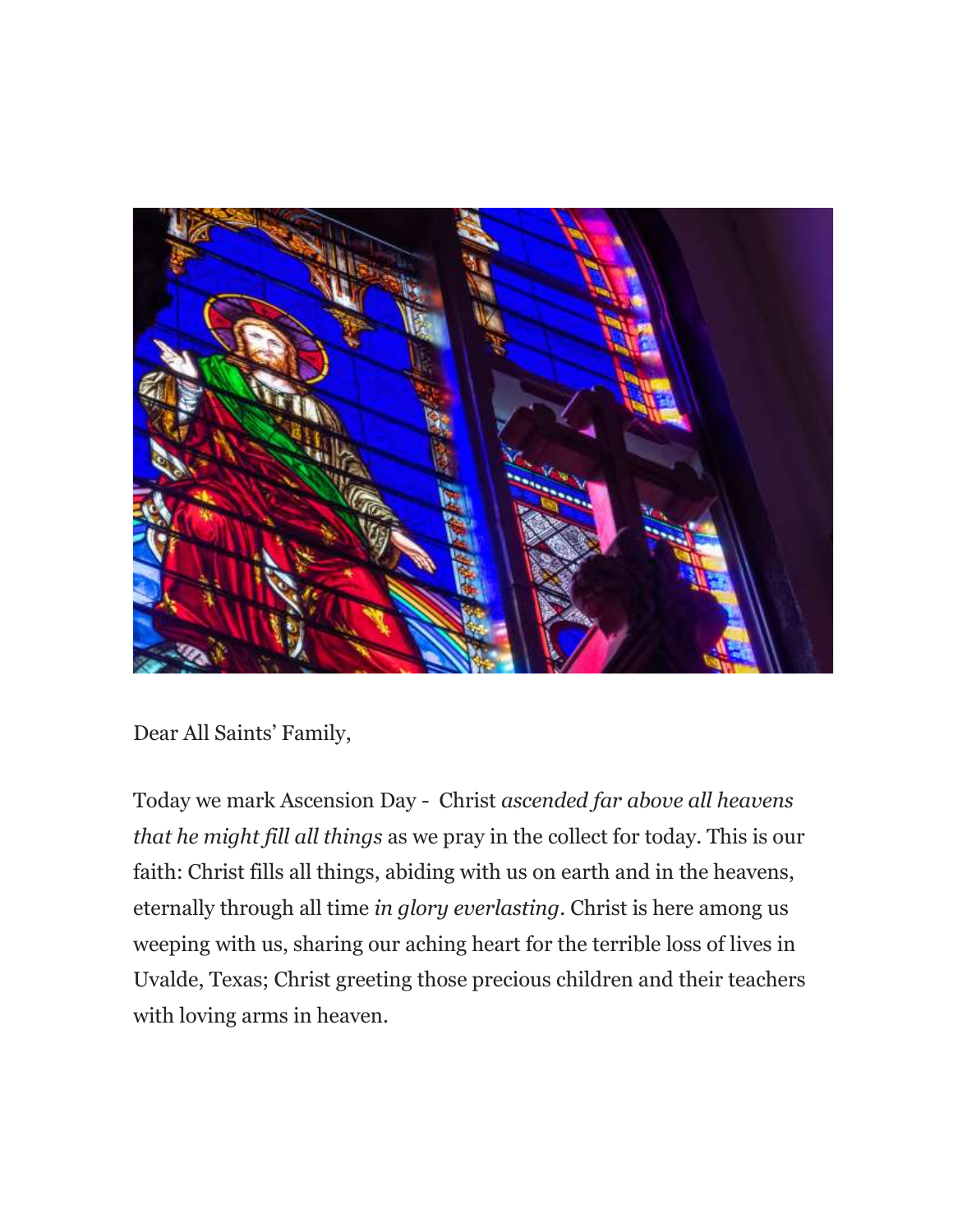Dear All Saints' Family,

Today we mark Ascension Day - Christ *ascended far above all heavens that he might fill all things* as we pray in the collect for today. This is our faith: Christ fills all things, abiding with us on earth and in the heavens, eternally through all time *in glory everlasting*. Christ is here among us weeping with us, sharing our aching heart for the terrible loss of lives in Uvalde, Texas; Christ greeting those precious children and their teachers with loving arms in heaven.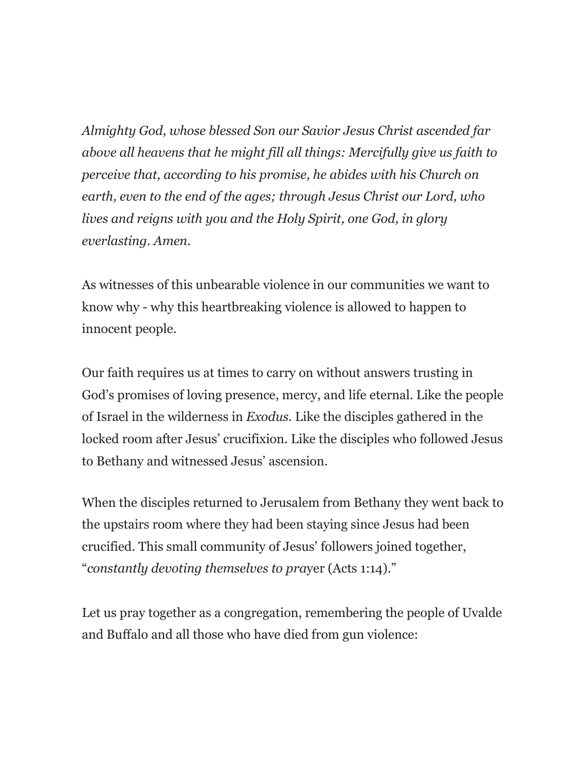*Almighty God, whose blessed Son our Savior Jesus Christ ascended far above all heavens that he might fill all things: Mercifully give us faith to perceive that, according to his promise, he abides with his Church on earth, even to the end of the ages; through Jesus Christ our Lord, who lives and reigns with you and the Holy Spirit, one God, in glory everlasting. Amen.*

As witnesses of this unbearable violence in our communities we want to know why - why this heartbreaking violence is allowed to happen to innocent people.

Our faith requires us at times to carry on without answers trusting in God's promises of loving presence, mercy, and life eternal. Like the people of Israel in the wilderness in *Exodus*. Like the disciples gathered in the locked room after Jesus' crucifixion. Like the disciples who followed Jesus to Bethany and witnessed Jesus' ascension.

When the disciples returned to Jerusalem from Bethany they went back to the upstairs room where they had been staying since Jesus had been crucified. This small community of Jesus' followers joined together, "*constantly devoting themselves to pra*yer (Acts 1:14)."

Let us pray together as a congregation, remembering the people of Uvalde and Buffalo and all those who have died from gun violence: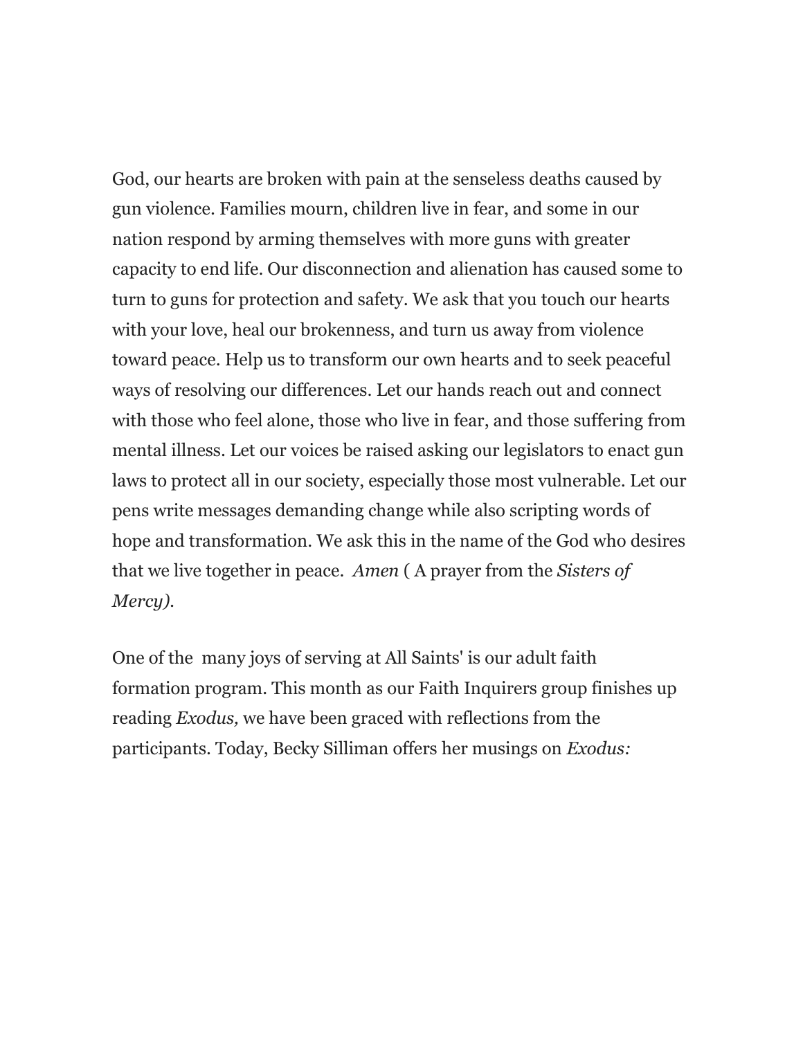God, our hearts are broken with pain at the senseless deaths caused by gun violence. Families mourn, children live in fear, and some in our nation respond by arming themselves with more guns with greater capacity to end life. Our disconnection and alienation has caused some to turn to guns for protection and safety. We ask that you touch our hearts with your love, heal our brokenness, and turn us away from violence toward peace. Help us to transform our own hearts and to seek peaceful ways of resolving our differences. Let our hands reach out and connect with those who feel alone, those who live in fear, and those suffering from mental illness. Let our voices be raised asking our legislators to enact gun laws to protect all in our society, especially those most vulnerable. Let our pens write messages demanding change while also scripting words of hope and transformation. We ask this in the name of the God who desires that we live together in peace. *Amen* ( A prayer from the *Sisters of Mercy).*

One of the many joys of serving at All Saints' is our adult faith formation program. This month as our Faith Inquirers group finishes up reading *Exodus,* we have been graced with reflections from the participants. Today, Becky Silliman offers her musings on *Exodus:*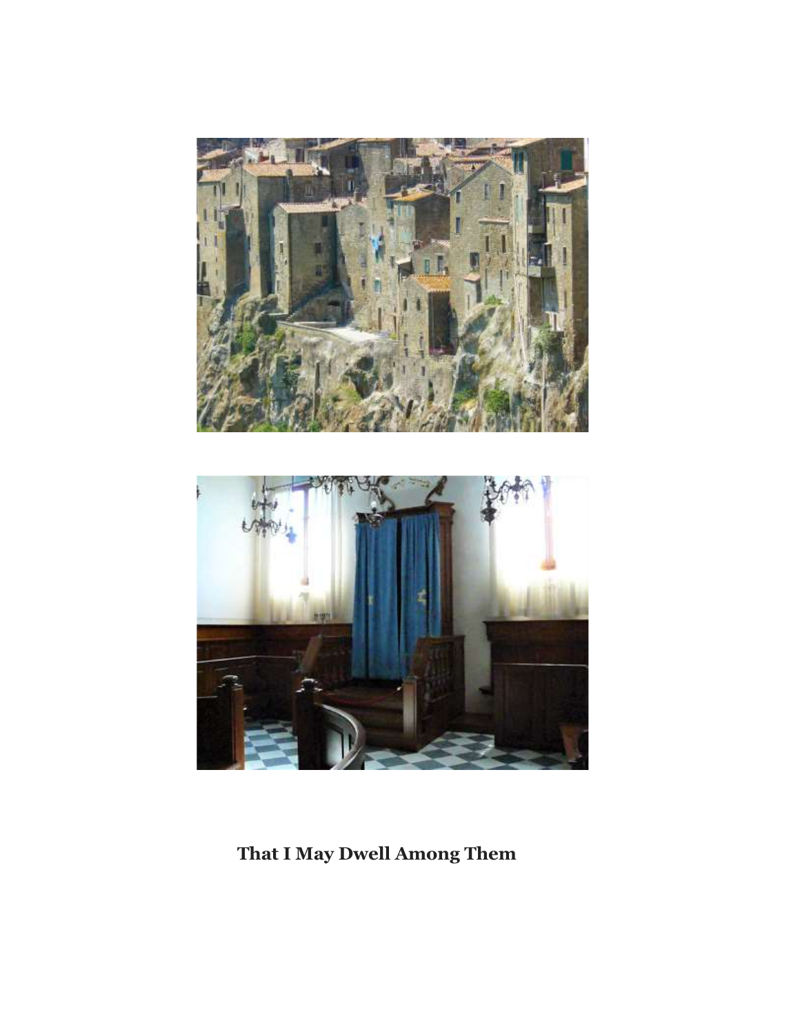**That I May Dwell Among Them**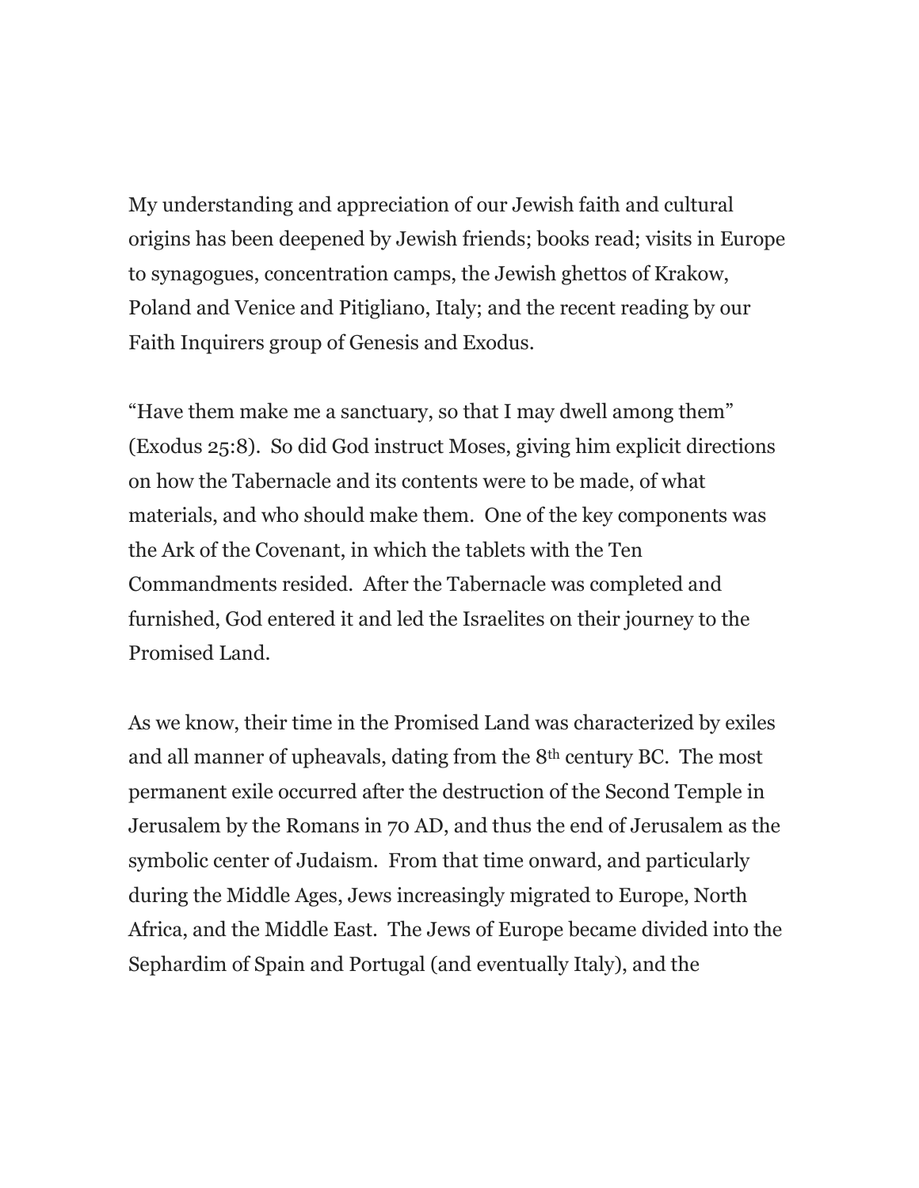My understanding and appreciation of our Jewish faith and cultural origins has been deepened by Jewish friends; books read; visits in Europe to synagogues, concentration camps, the Jewish ghettos of Krakow, Poland and Venice and Pitigliano, Italy; and the recent reading by our Faith Inquirers group of Genesis and Exodus.

"Have them make me a sanctuary, so that I may dwell among them" (Exodus 25:8). So did God instruct Moses, giving him explicit directions on how the Tabernacle and its contents were to be made, of what materials, and who should make them. One of the key components was the Ark of the Covenant, in which the tablets with the Ten Commandments resided. After the Tabernacle was completed and furnished, God entered it and led the Israelites on their journey to the Promised Land.

As we know, their time in the Promised Land was characterized by exiles and all manner of upheavals, dating from the 8th century BC. The most permanent exile occurred after the destruction of the Second Temple in Jerusalem by the Romans in 70 AD, and thus the end of Jerusalem as the symbolic center of Judaism. From that time onward, and particularly during the Middle Ages, Jews increasingly migrated to Europe, North Africa, and the Middle East. The Jews of Europe became divided into the Sephardim of Spain and Portugal (and eventually Italy), and the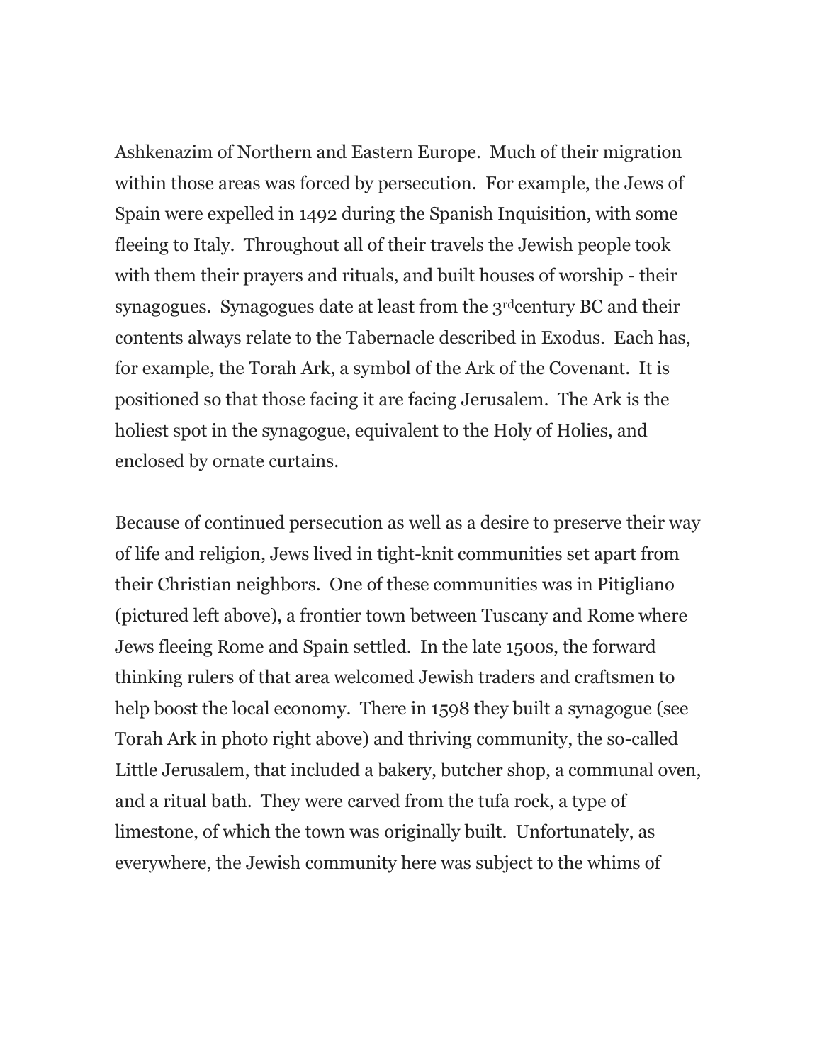Ashkenazim of Northern and Eastern Europe. Much of their migration within those areas was forced by persecution. For example, the Jews of Spain were expelled in 1492 during the Spanish Inquisition, with some fleeing to Italy. Throughout all of their travels the Jewish people took with them their prayers and rituals, and built houses of worship - their synagogues. Synagogues date at least from the 3rd century BC and their contents always relate to the Tabernacle described in Exodus. Each has, for example, the Torah Ark, a symbol of the Ark of the Covenant. It is positioned so that those facing it are facing Jerusalem. The Ark is the holiest spot in the synagogue, equivalent to the Holy of Holies, and enclosed by ornate curtains.

Because of continued persecution as well as a desire to preserve their way of life and religion, Jews lived in tight-knit communities set apart from their Christian neighbors. One of these communities was in Pitigliano (pictured left above), a frontier town between Tuscany and Rome where Jews fleeing Rome and Spain settled. In the late 1500s, the forward thinking rulers of that area welcomed Jewish traders and craftsmen to help boost the local economy. There in 1598 they built a synagogue (see Torah Ark in photo right above) and thriving community, the so-called Little Jerusalem, that included a bakery, butcher shop, a communal oven, and a ritual bath. They were carved from the tufa rock, a type of limestone, of which the town was originally built. Unfortunately, as everywhere, the Jewish community here was subject to the whims of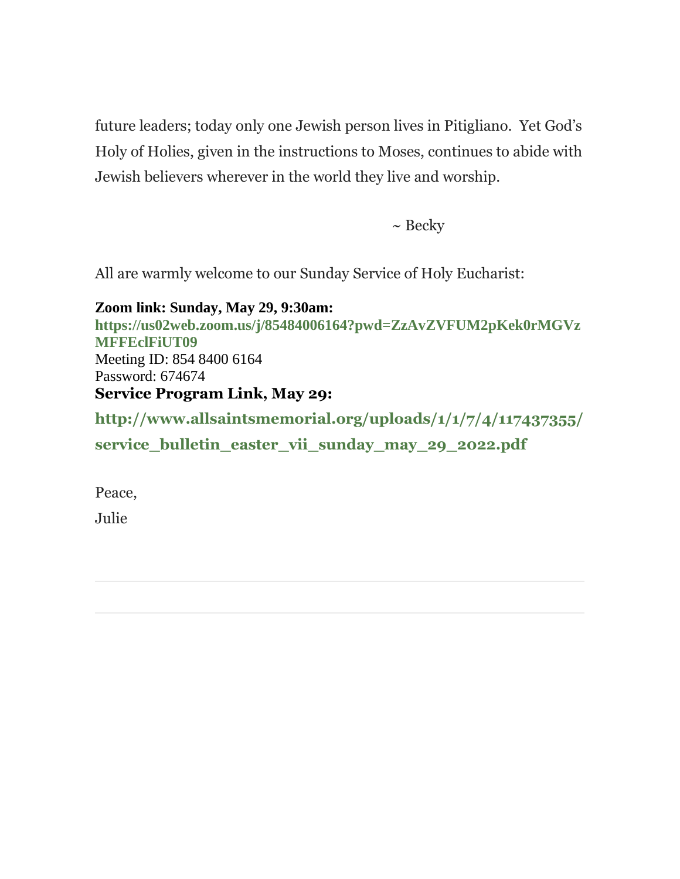future leaders; today only one Jewish person lives in Pitigliano.  Yet God's Holy of Holies, given in the instructions to Moses, continues to abide with Jewish believers wherever in the world they live and worship.

~ Becky

All are warmly welcome to our Sunday Service of Holy Eucharist:

**Zoom link: Sunday, May 29, 9:30am:**
**https://us02web.zoom.us/j/85484006164?pwd=ZzAvZVFUM2pKek0rMGVzMFFEclFiUT09**
Meeting ID: 854 8400 6164
Password: 674674
**Service Program Link, May 29:**

**http://www.allsaintsmemorial.org/uploads/1/1/7/4/117437355/service_bulletin_easter_vii_sunday_may_29_2022.pdf**

Peace,

Julie

---

---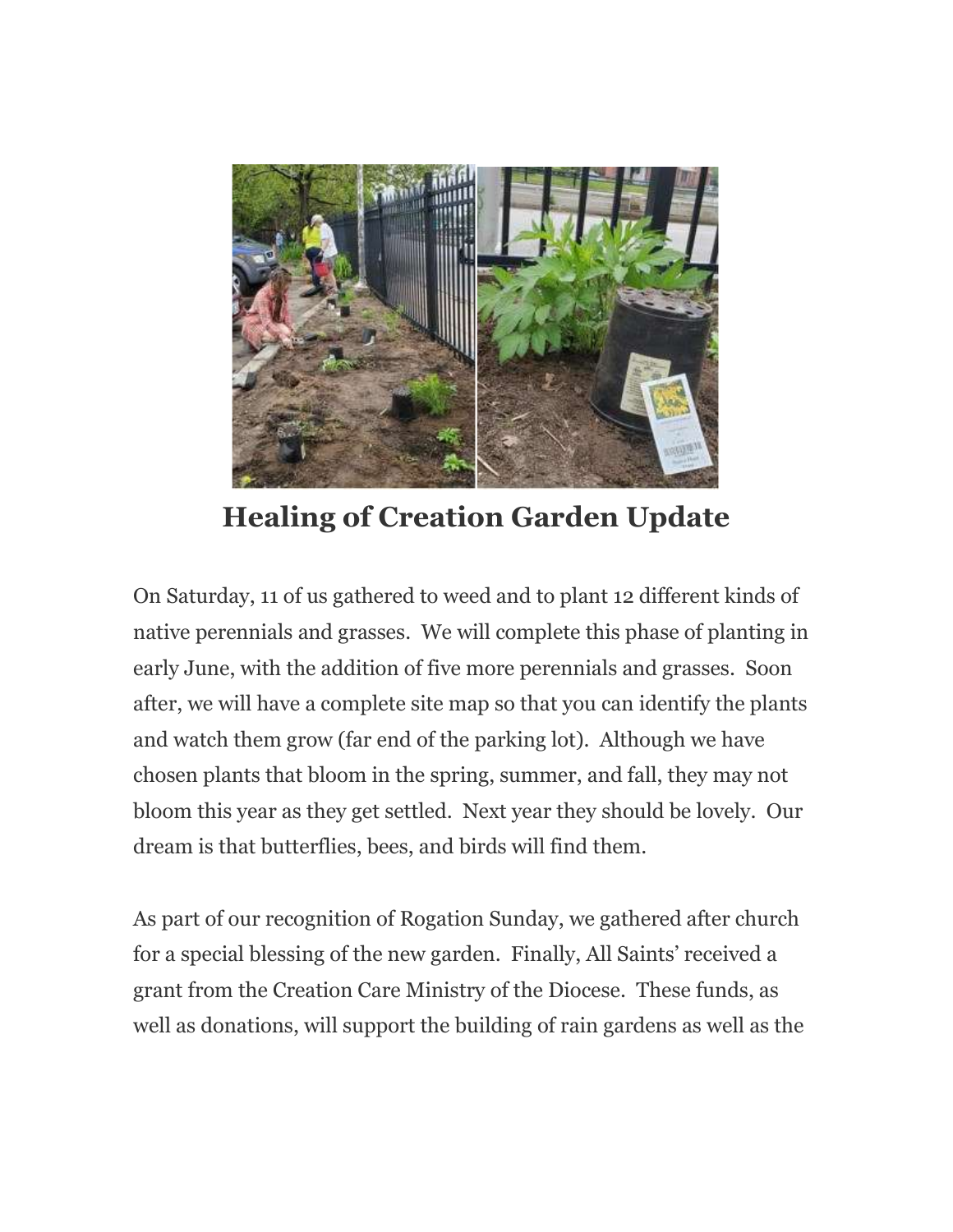## Healing of Creation Garden Update

On Saturday, 11 of us gathered to weed and to plant 12 different kinds of native perennials and grasses.  We will complete this phase of planting in early June, with the addition of five more perennials and grasses.  Soon after, we will have a complete site map so that you can identify the plants and watch them grow (far end of the parking lot).  Although we have chosen plants that bloom in the spring, summer, and fall, they may not bloom this year as they get settled.  Next year they should be lovely.  Our dream is that butterflies, bees, and birds will find them.

As part of our recognition of Rogation Sunday, we gathered after church for a special blessing of the new garden.  Finally, All Saints' received a grant from the Creation Care Ministry of the Diocese.  These funds, as well as donations, will support the building of rain gardens as well as the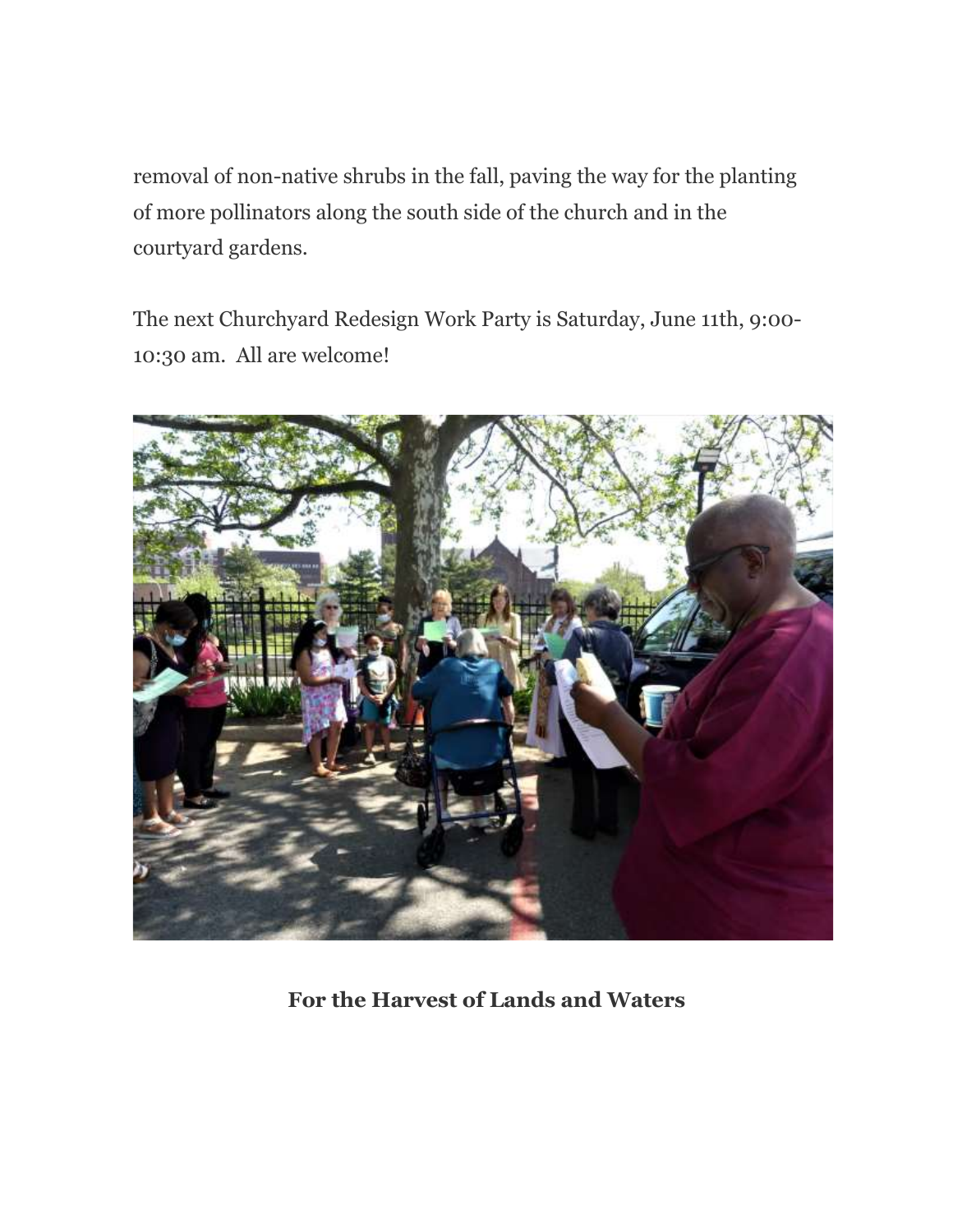removal of non-native shrubs in the fall, paving the way for the planting of more pollinators along the south side of the church and in the courtyard gardens.

The next Churchyard Redesign Work Party is Saturday, June 11th, 9:00-10:30 am.  All are welcome!

**For the Harvest of Lands and Waters**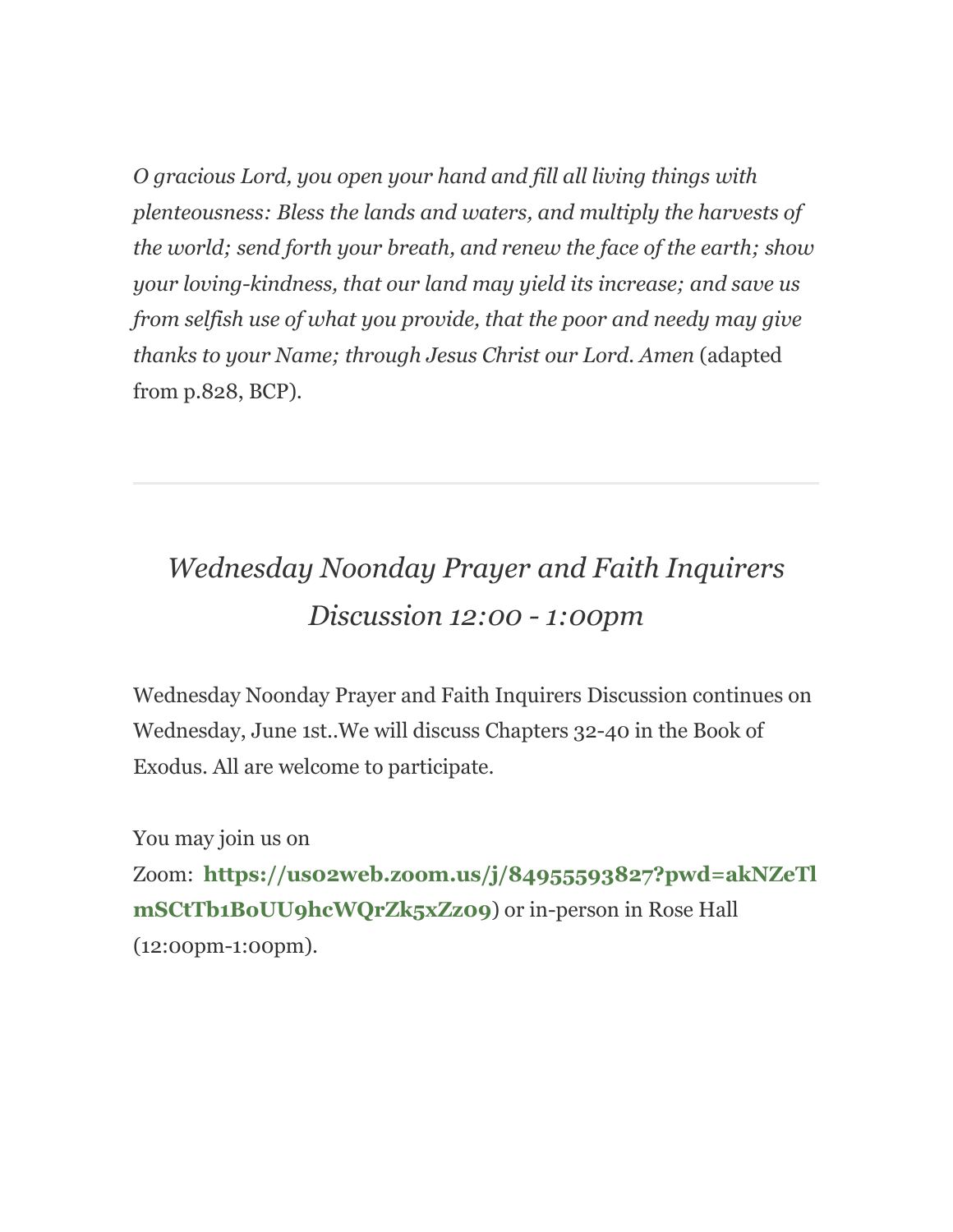*O gracious Lord, you open your hand and fill all living things with plenteousness: Bless the lands and waters, and multiply the harvests of the world; send forth your breath, and renew the face of the earth; show your loving-kindness, that our land may yield its increase; and save us from selfish use of what you provide, that the poor and needy may give thanks to your Name; through Jesus Christ our Lord. Amen* (adapted from p.828, BCP).

---

## *Wednesday Noonday Prayer and Faith Inquirers Discussion 12:00 - 1:00pm*

Wednesday Noonday Prayer and Faith Inquirers Discussion continues on Wednesday, June 1st..We will discuss Chapters 32-40 in the Book of Exodus. All are welcome to participate.

You may join us on Zoom: **https://us02web.zoom.us/j/84955593827?pwd=akNZeTlmSCtTb1B0UU9hcWQrZk5xZz09**) or in-person in Rose Hall (12:00pm-1:00pm).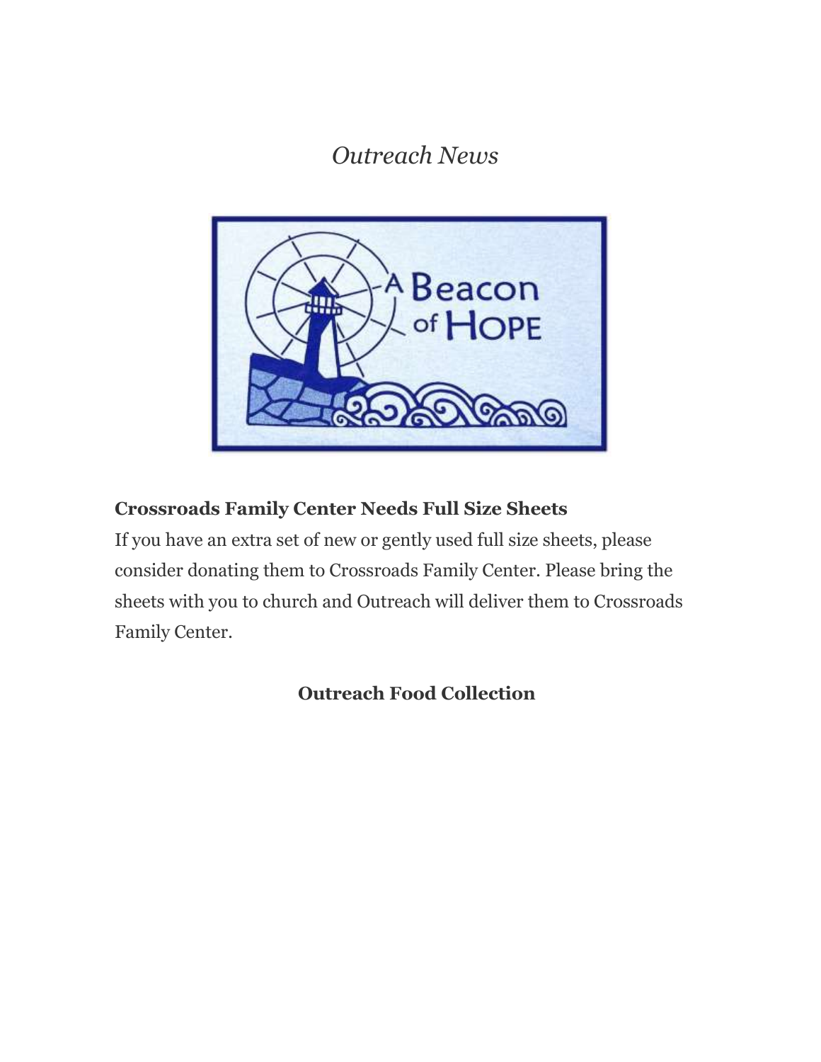*Outreach News*

**Crossroads Family Center Needs Full Size Sheets**

If you have an extra set of new or gently used full size sheets, please consider donating them to Crossroads Family Center. Please bring the sheets with you to church and Outreach will deliver them to Crossroads Family Center.

**Outreach Food Collection**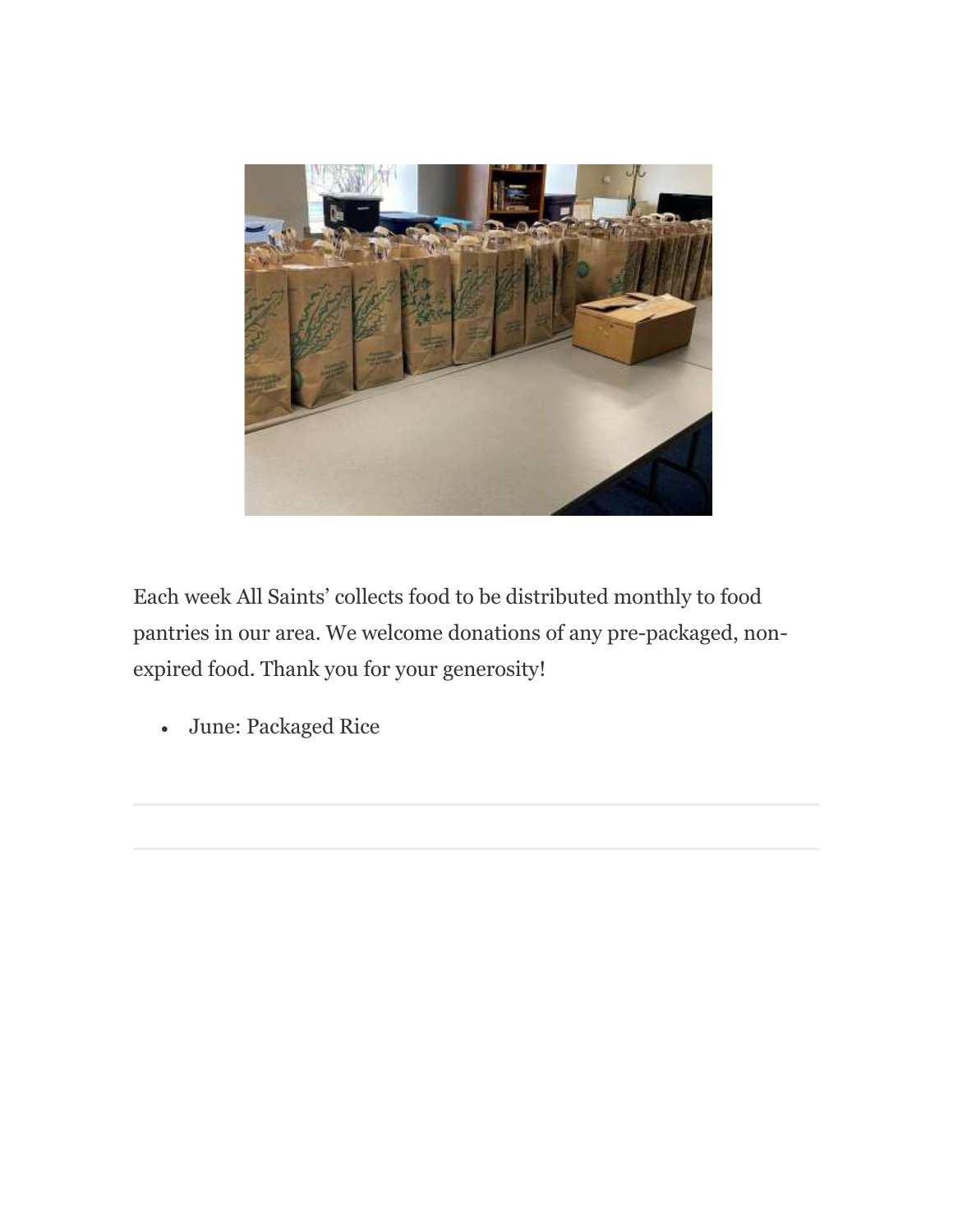Each week All Saints' collects food to be distributed monthly to food pantries in our area. We welcome donations of any pre-packaged, non-expired food. Thank you for your generosity!

- June: Packaged Rice

---

---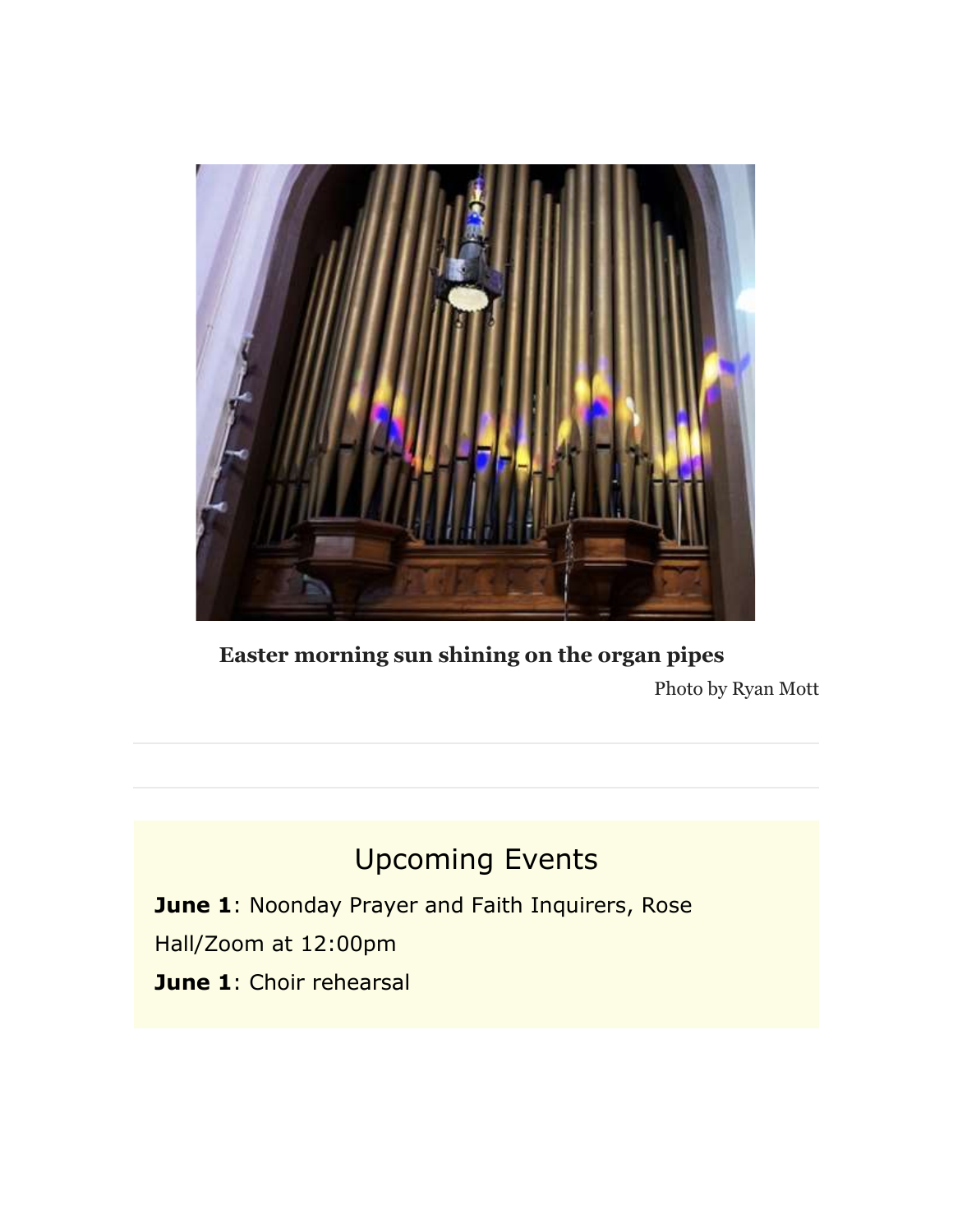**Easter morning sun shining on the organ pipes**

Photo by Ryan Mott

---

---

## Upcoming Events

**June 1**: Noonday Prayer and Faith Inquirers, Rose Hall/Zoom at 12:00pm

**June 1**: Choir rehearsal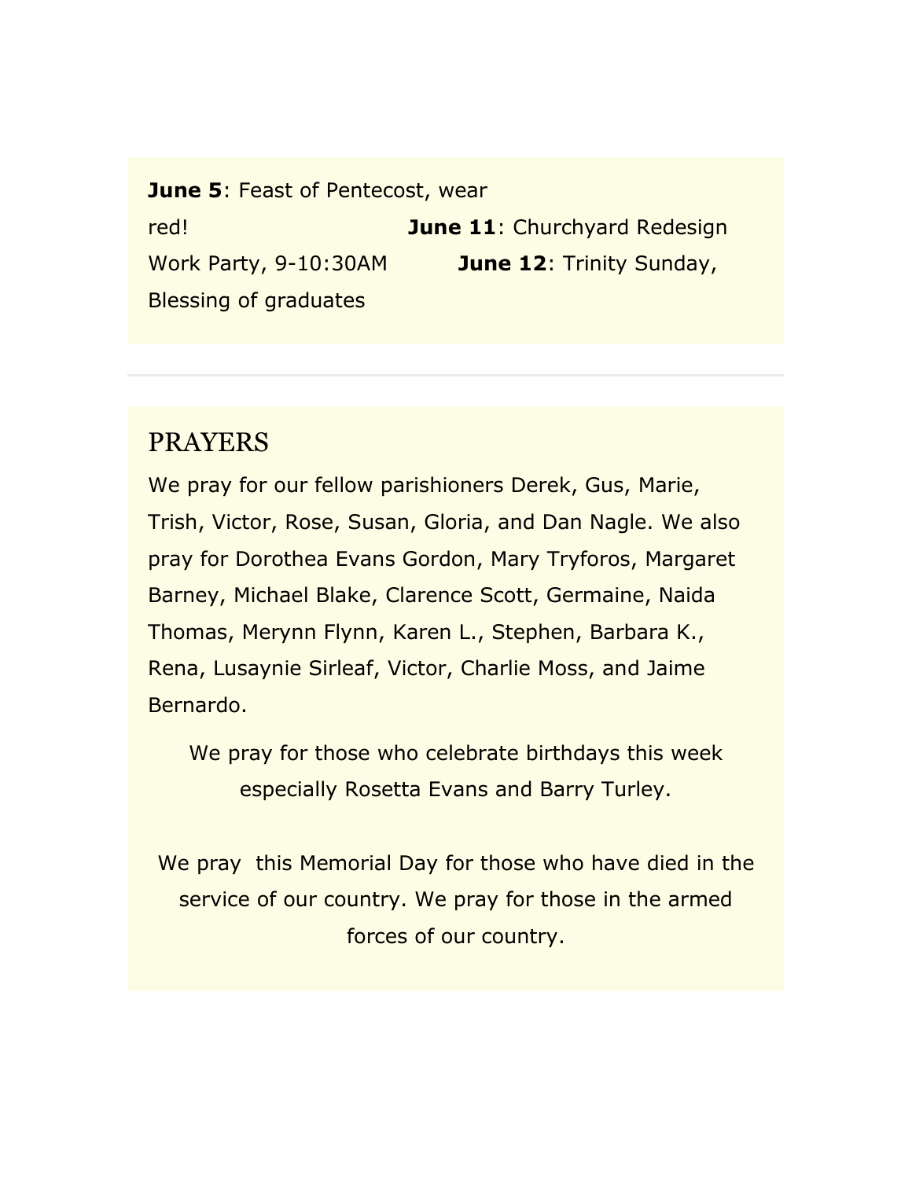**June 5**: Feast of Pentecost, wear red! **June 11**: Churchyard Redesign Work Party, 9-10:30AM **June 12**: Trinity Sunday, Blessing of graduates

---

## PRAYERS

We pray for our fellow parishioners Derek, Gus, Marie, Trish, Victor, Rose, Susan, Gloria, and Dan Nagle. We also pray for Dorothea Evans Gordon, Mary Tryforos, Margaret Barney, Michael Blake, Clarence Scott, Germaine, Naida Thomas, Merynn Flynn, Karen L., Stephen, Barbara K., Rena, Lusaynie Sirleaf, Victor, Charlie Moss, and Jaime Bernardo.

We pray for those who celebrate birthdays this week especially Rosetta Evans and Barry Turley.

We pray this Memorial Day for those who have died in the service of our country. We pray for those in the armed forces of our country.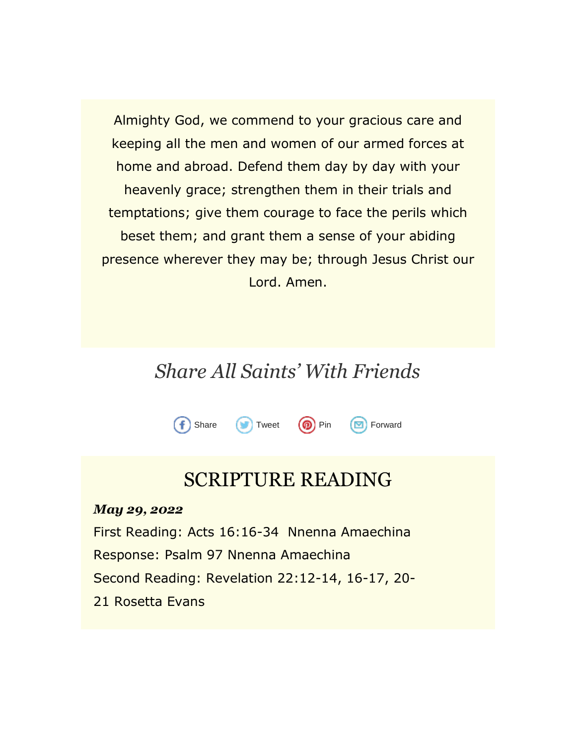Almighty God, we commend to your gracious care and keeping all the men and women of our armed forces at home and abroad. Defend them day by day with your heavenly grace; strengthen them in their trials and temptations; give them courage to face the perils which beset them; and grant them a sense of your abiding presence wherever they may be; through Jesus Christ our Lord. Amen.

## *Share All Saints' With Friends*

Share Tweet Pin Forward

## SCRIPTURE READING

***May 29, 2022***

First Reading: Acts 16:16-34 Nnenna Amaechina

Response: Psalm 97 Nnenna Amaechina

Second Reading: Revelation 22:12-14, 16-17, 20-21 Rosetta Evans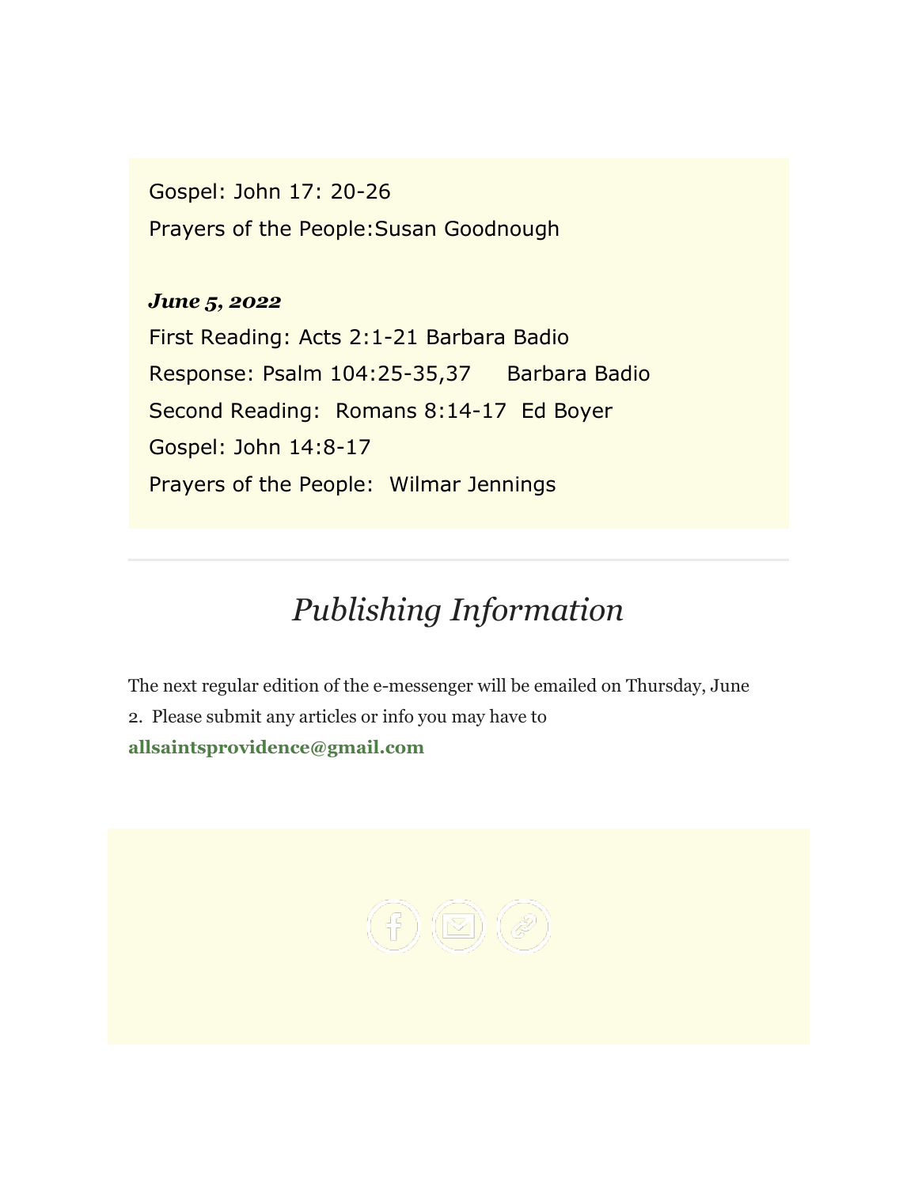Gospel: John 17: 20-26

Prayers of the People:Susan Goodnough

***June 5, 2022***

First Reading: Acts 2:1-21 Barbara Badio

Response: Psalm 104:25-35,37 Barbara Badio

Second Reading: Romans 8:14-17 Ed Boyer

Gospel: John 14:8-17

Prayers of the People: Wilmar Jennings

---

## *Publishing Information*

The next regular edition of the e-messenger will be emailed on Thursday, June 2. Please submit any articles or info you may have to **allsaintsprovidence@gmail.com**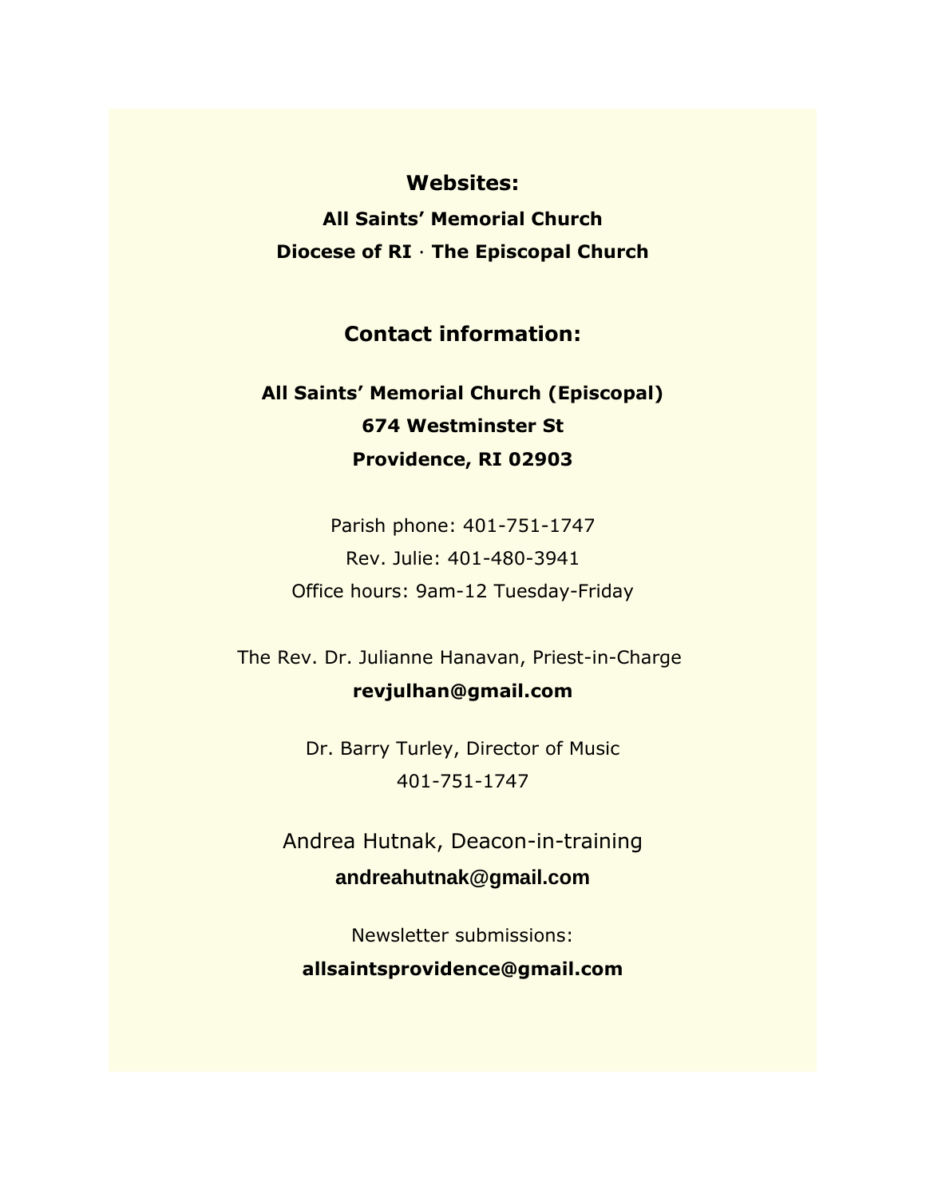## Websites:

**All Saints' Memorial Church**

**Diocese of RI · The Episcopal Church**

## Contact information:

**All Saints' Memorial Church (Episcopal)**
**674 Westminster St**
**Providence, RI 02903**

Parish phone: 401-751-1747
Rev. Julie: 401-480-3941
Office hours: 9am-12 Tuesday-Friday

The Rev. Dr. Julianne Hanavan, Priest-in-Charge
**revjulhan@gmail.com**

Dr. Barry Turley, Director of Music
401-751-1747

Andrea Hutnak, Deacon-in-training
**andreahutnak@gmail.com**

Newsletter submissions:
**allsaintsprovidence@gmail.com**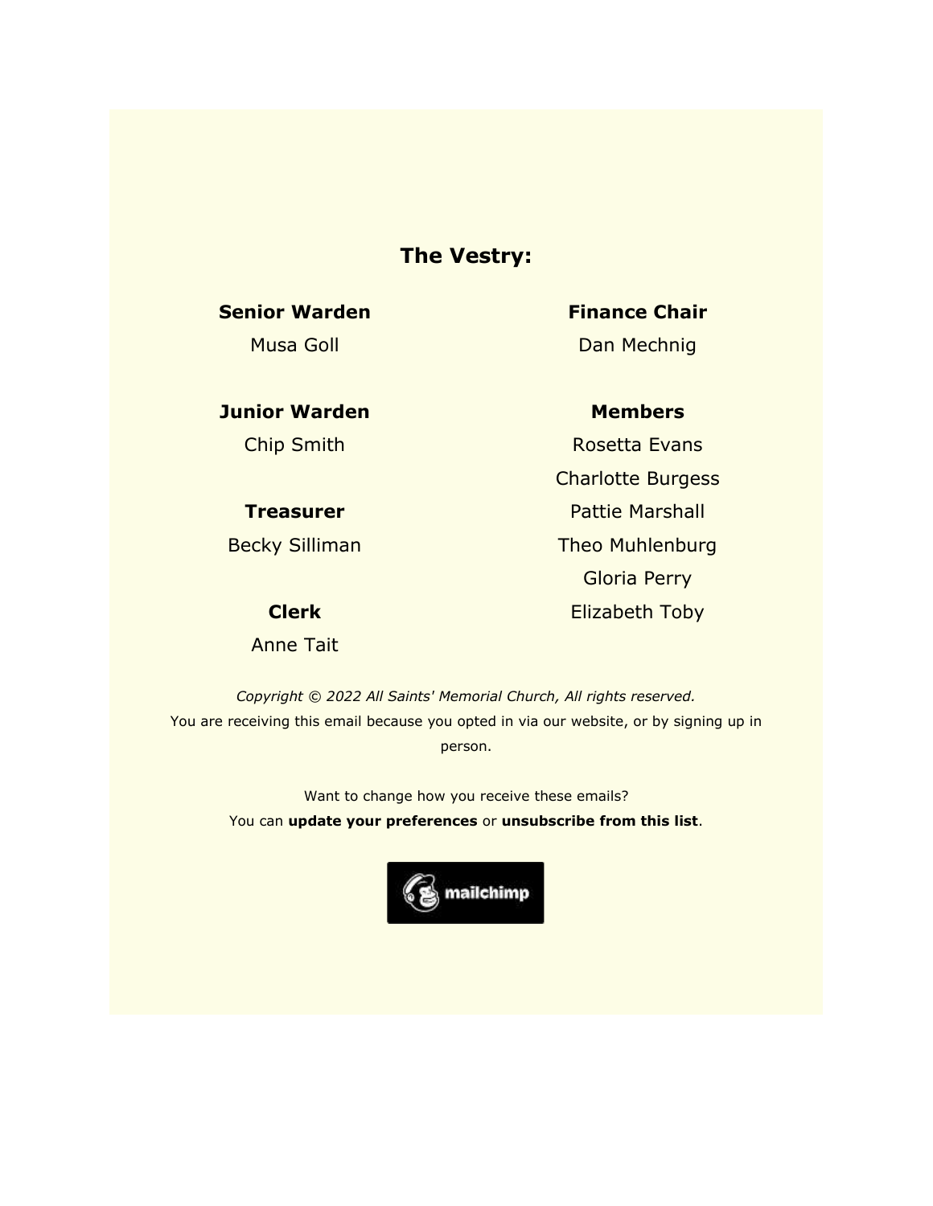## The Vestry:

**Senior Warden**

Musa Goll

**Junior Warden**

Chip Smith

**Treasurer**

Becky Silliman

**Clerk**

Anne Tait

**Finance Chair**

Dan Mechnig

**Members**

Rosetta Evans

Charlotte Burgess

Pattie Marshall

Theo Muhlenburg

Gloria Perry

Elizabeth Toby

*Copyright © 2022 All Saints' Memorial Church, All rights reserved.*

You are receiving this email because you opted in via our website, or by signing up in person.

Want to change how you receive these emails?

You can **update your preferences** or **unsubscribe from this list**.

mailchimp